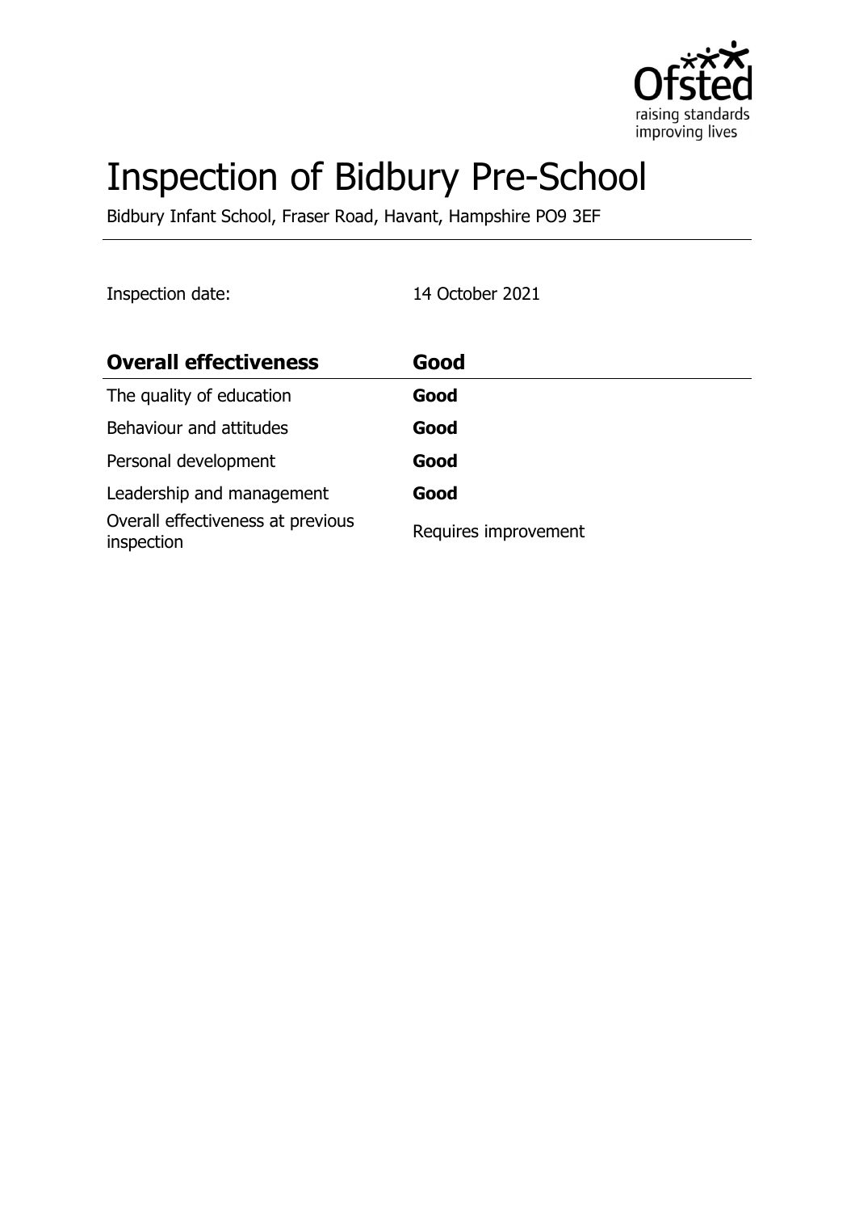# Inspection of Bidbury Pre-School

Bidbury Infant School, Fraser Road, Havant, Hampshire PO9 3EF

Inspection date: 14 October 2021

| **Overall effectiveness** | **Good** |
| --- | --- |
| The quality of education | **Good** |
| Behaviour and attitudes | **Good** |
| Personal development | **Good** |
| Leadership and management | **Good** |
| Overall effectiveness at previous inspection | Requires improvement |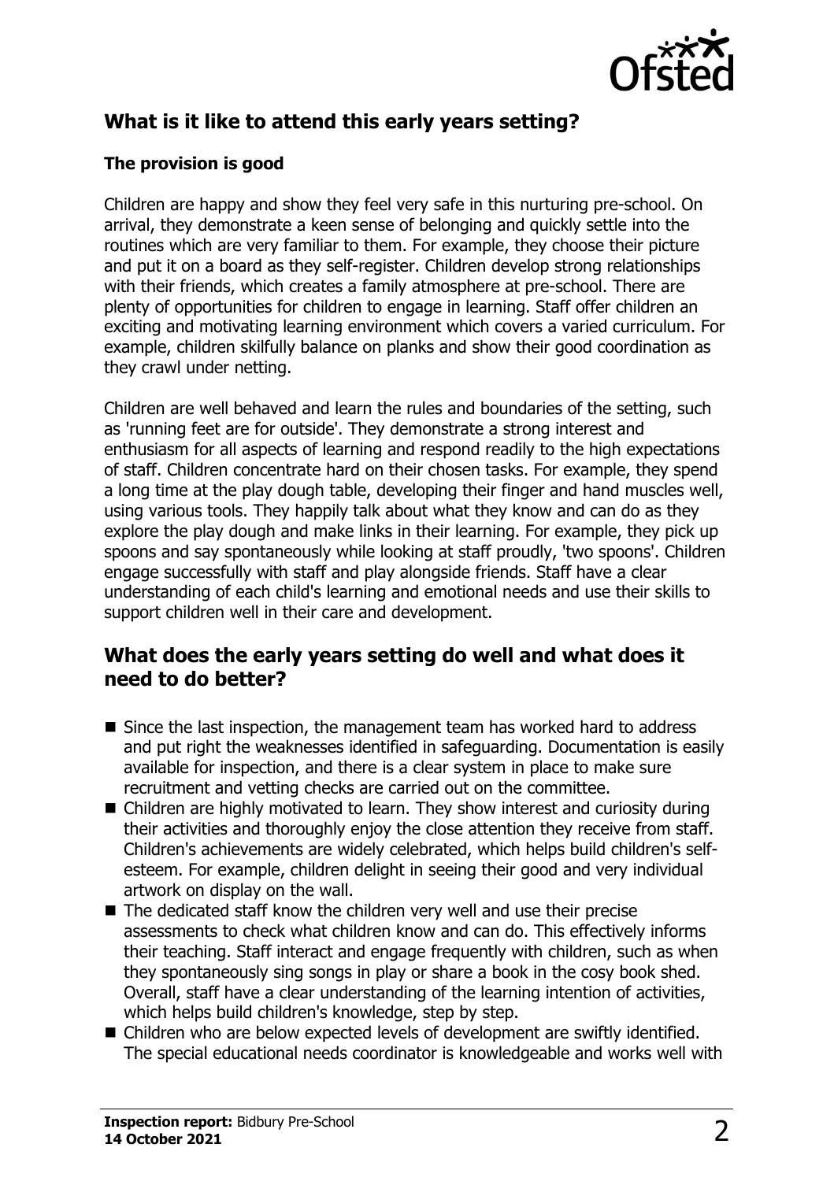## What is it like to attend this early years setting?

### The provision is good

Children are happy and show they feel very safe in this nurturing pre-school. On arrival, they demonstrate a keen sense of belonging and quickly settle into the routines which are very familiar to them. For example, they choose their picture and put it on a board as they self-register. Children develop strong relationships with their friends, which creates a family atmosphere at pre-school. There are plenty of opportunities for children to engage in learning. Staff offer children an exciting and motivating learning environment which covers a varied curriculum. For example, children skilfully balance on planks and show their good coordination as they crawl under netting.

Children are well behaved and learn the rules and boundaries of the setting, such as 'running feet are for outside'. They demonstrate a strong interest and enthusiasm for all aspects of learning and respond readily to the high expectations of staff. Children concentrate hard on their chosen tasks. For example, they spend a long time at the play dough table, developing their finger and hand muscles well, using various tools. They happily talk about what they know and can do as they explore the play dough and make links in their learning. For example, they pick up spoons and say spontaneously while looking at staff proudly, 'two spoons'. Children engage successfully with staff and play alongside friends. Staff have a clear understanding of each child's learning and emotional needs and use their skills to support children well in their care and development.

## What does the early years setting do well and what does it need to do better?

- Since the last inspection, the management team has worked hard to address and put right the weaknesses identified in safeguarding. Documentation is easily available for inspection, and there is a clear system in place to make sure recruitment and vetting checks are carried out on the committee.
- Children are highly motivated to learn. They show interest and curiosity during their activities and thoroughly enjoy the close attention they receive from staff. Children's achievements are widely celebrated, which helps build children's self-esteem. For example, children delight in seeing their good and very individual artwork on display on the wall.
- The dedicated staff know the children very well and use their precise assessments to check what children know and can do. This effectively informs their teaching. Staff interact and engage frequently with children, such as when they spontaneously sing songs in play or share a book in the cosy book shed. Overall, staff have a clear understanding of the learning intention of activities, which helps build children's knowledge, step by step.
- Children who are below expected levels of development are swiftly identified. The special educational needs coordinator is knowledgeable and works well with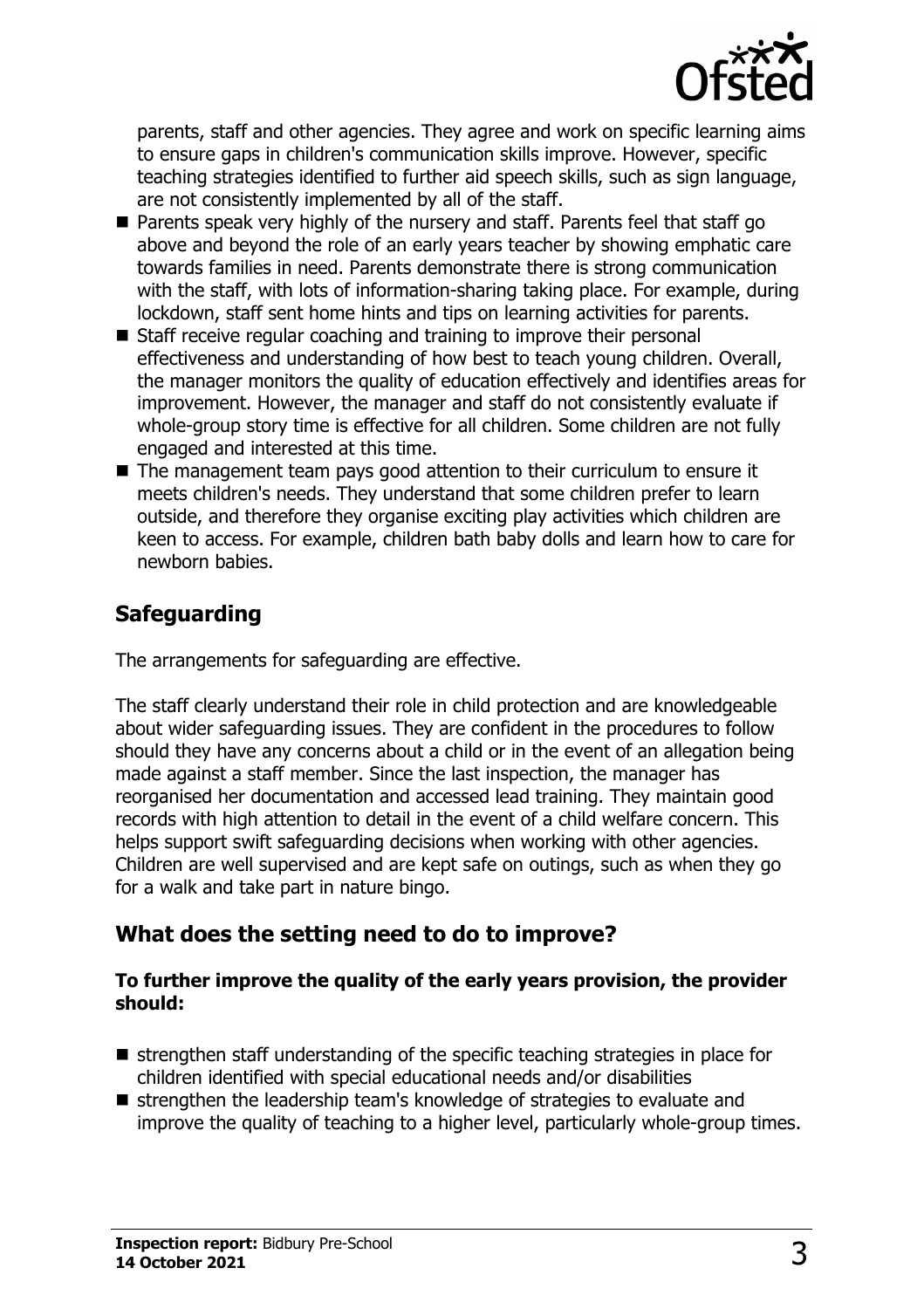parents, staff and other agencies. They agree and work on specific learning aims to ensure gaps in children's communication skills improve. However, specific teaching strategies identified to further aid speech skills, such as sign language, are not consistently implemented by all of the staff.

- Parents speak very highly of the nursery and staff. Parents feel that staff go above and beyond the role of an early years teacher by showing emphatic care towards families in need. Parents demonstrate there is strong communication with the staff, with lots of information-sharing taking place. For example, during lockdown, staff sent home hints and tips on learning activities for parents.
- Staff receive regular coaching and training to improve their personal effectiveness and understanding of how best to teach young children. Overall, the manager monitors the quality of education effectively and identifies areas for improvement. However, the manager and staff do not consistently evaluate if whole-group story time is effective for all children. Some children are not fully engaged and interested at this time.
- The management team pays good attention to their curriculum to ensure it meets children's needs. They understand that some children prefer to learn outside, and therefore they organise exciting play activities which children are keen to access. For example, children bath baby dolls and learn how to care for newborn babies.

## Safeguarding

The arrangements for safeguarding are effective.

The staff clearly understand their role in child protection and are knowledgeable about wider safeguarding issues. They are confident in the procedures to follow should they have any concerns about a child or in the event of an allegation being made against a staff member. Since the last inspection, the manager has reorganised her documentation and accessed lead training. They maintain good records with high attention to detail in the event of a child welfare concern. This helps support swift safeguarding decisions when working with other agencies. Children are well supervised and are kept safe on outings, such as when they go for a walk and take part in nature bingo.

## What does the setting need to do to improve?

**To further improve the quality of the early years provision, the provider should:**

- strengthen staff understanding of the specific teaching strategies in place for children identified with special educational needs and/or disabilities
- strengthen the leadership team's knowledge of strategies to evaluate and improve the quality of teaching to a higher level, particularly whole-group times.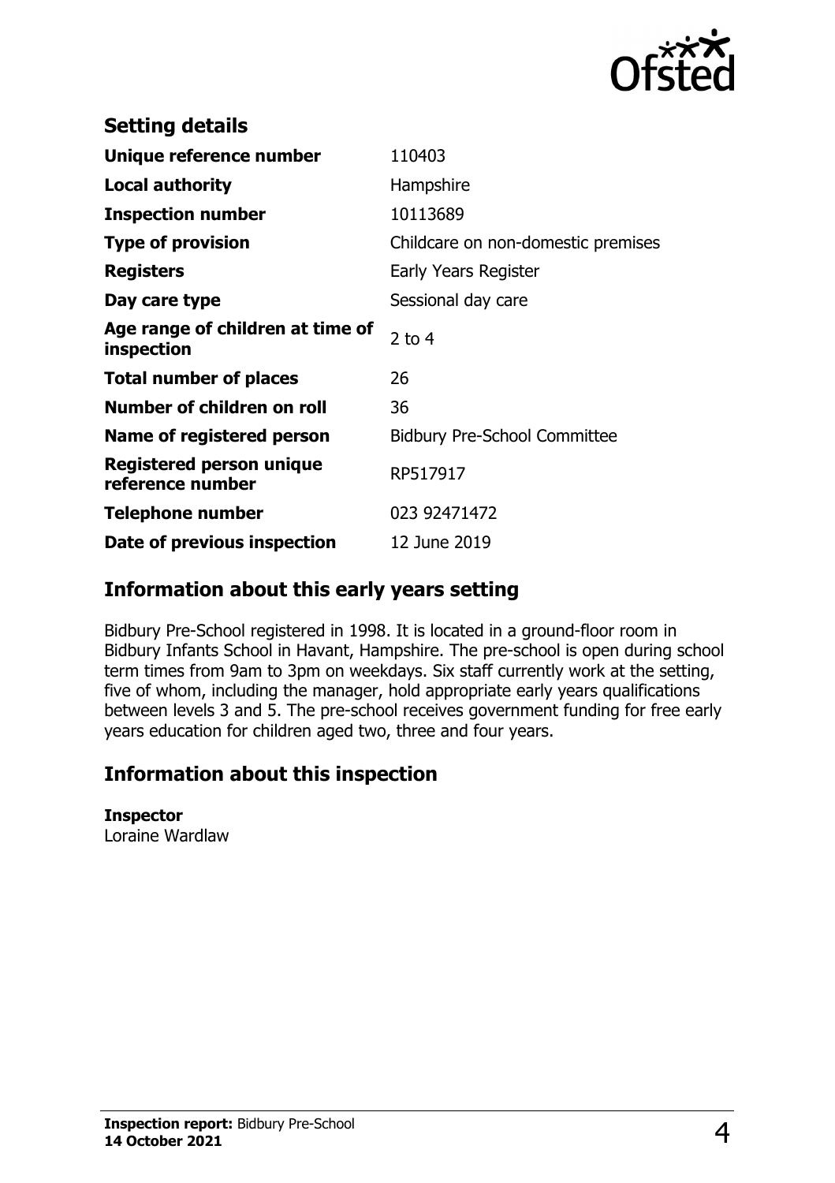## Setting details

| | |
|---|---|
| **Unique reference number** | 110403 |
| **Local authority** | Hampshire |
| **Inspection number** | 10113689 |
| **Type of provision** | Childcare on non-domestic premises |
| **Registers** | Early Years Register |
| **Day care type** | Sessional day care |
| **Age range of children at time of inspection** | 2 to 4 |
| **Total number of places** | 26 |
| **Number of children on roll** | 36 |
| **Name of registered person** | Bidbury Pre-School Committee |
| **Registered person unique reference number** | RP517917 |
| **Telephone number** | 023 92471472 |
| **Date of previous inspection** | 12 June 2019 |

## Information about this early years setting

Bidbury Pre-School registered in 1998. It is located in a ground-floor room in Bidbury Infants School in Havant, Hampshire. The pre-school is open during school term times from 9am to 3pm on weekdays. Six staff currently work at the setting, five of whom, including the manager, hold appropriate early years qualifications between levels 3 and 5. The pre-school receives government funding for free early years education for children aged two, three and four years.

## Information about this inspection

**Inspector**
Loraine Wardlaw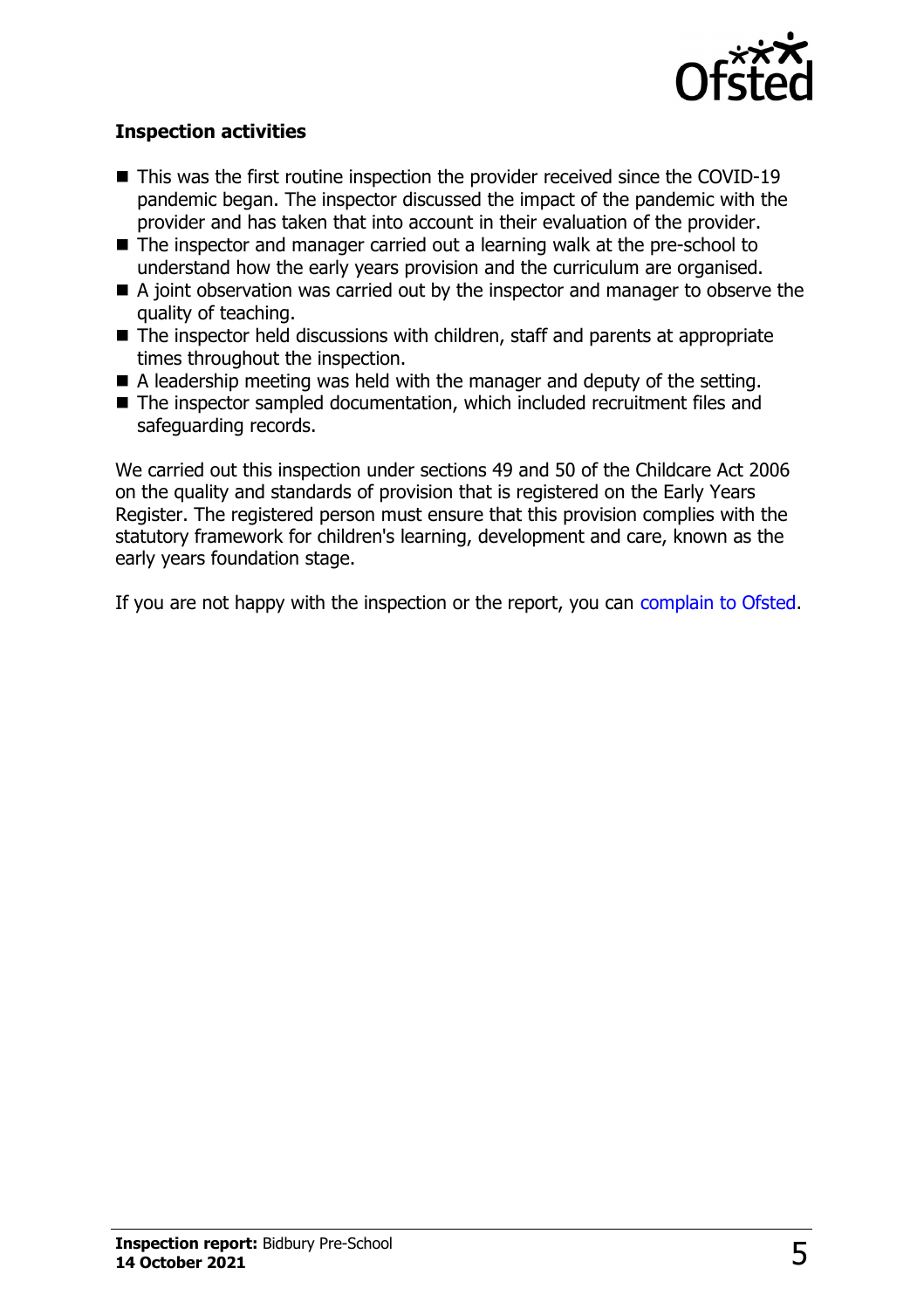### Inspection activities

- This was the first routine inspection the provider received since the COVID-19 pandemic began. The inspector discussed the impact of the pandemic with the provider and has taken that into account in their evaluation of the provider.
- The inspector and manager carried out a learning walk at the pre-school to understand how the early years provision and the curriculum are organised.
- A joint observation was carried out by the inspector and manager to observe the quality of teaching.
- The inspector held discussions with children, staff and parents at appropriate times throughout the inspection.
- A leadership meeting was held with the manager and deputy of the setting.
- The inspector sampled documentation, which included recruitment files and safeguarding records.

We carried out this inspection under sections 49 and 50 of the Childcare Act 2006 on the quality and standards of provision that is registered on the Early Years Register. The registered person must ensure that this provision complies with the statutory framework for children's learning, development and care, known as the early years foundation stage.

If you are not happy with the inspection or the report, you can complain to Ofsted.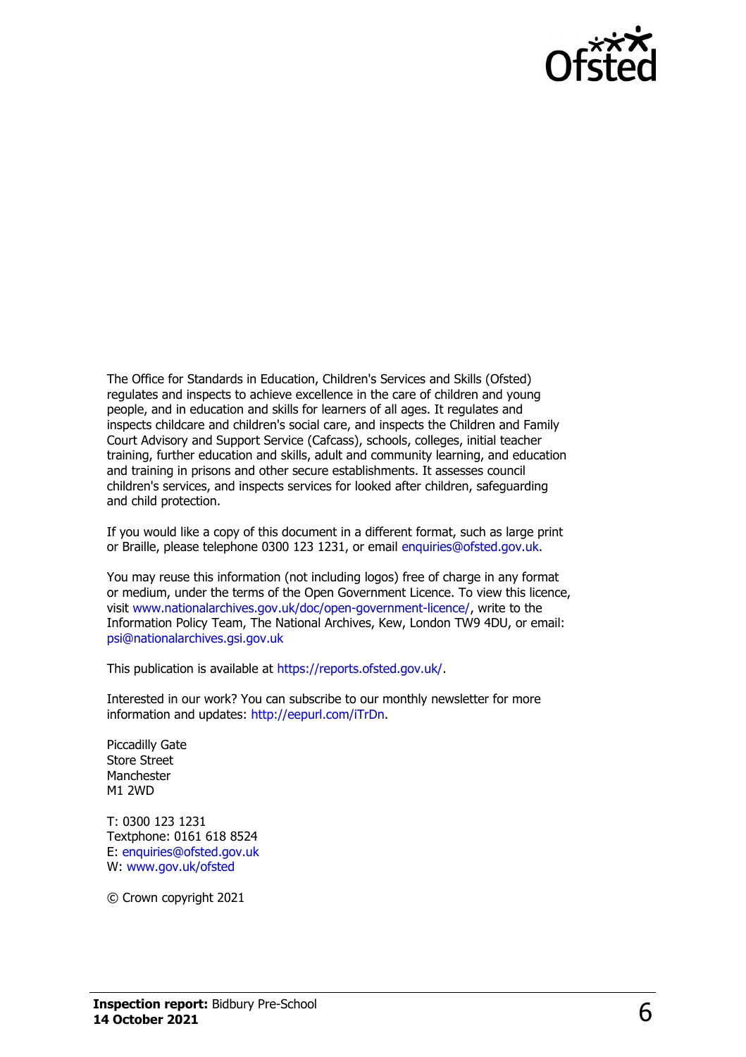The Office for Standards in Education, Children's Services and Skills (Ofsted) regulates and inspects to achieve excellence in the care of children and young people, and in education and skills for learners of all ages. It regulates and inspects childcare and children's social care, and inspects the Children and Family Court Advisory and Support Service (Cafcass), schools, colleges, initial teacher training, further education and skills, adult and community learning, and education and training in prisons and other secure establishments. It assesses council children's services, and inspects services for looked after children, safeguarding and child protection.

If you would like a copy of this document in a different format, such as large print or Braille, please telephone 0300 123 1231, or email enquiries@ofsted.gov.uk.

You may reuse this information (not including logos) free of charge in any format or medium, under the terms of the Open Government Licence. To view this licence, visit www.nationalarchives.gov.uk/doc/open-government-licence/, write to the Information Policy Team, The National Archives, Kew, London TW9 4DU, or email: psi@nationalarchives.gsi.gov.uk

This publication is available at https://reports.ofsted.gov.uk/.

Interested in our work? You can subscribe to our monthly newsletter for more information and updates: http://eepurl.com/iTrDn.

Piccadilly Gate  
Store Street  
Manchester  
M1 2WD

T: 0300 123 1231  
Textphone: 0161 618 8524  
E: enquiries@ofsted.gov.uk  
W: www.gov.uk/ofsted

© Crown copyright 2021